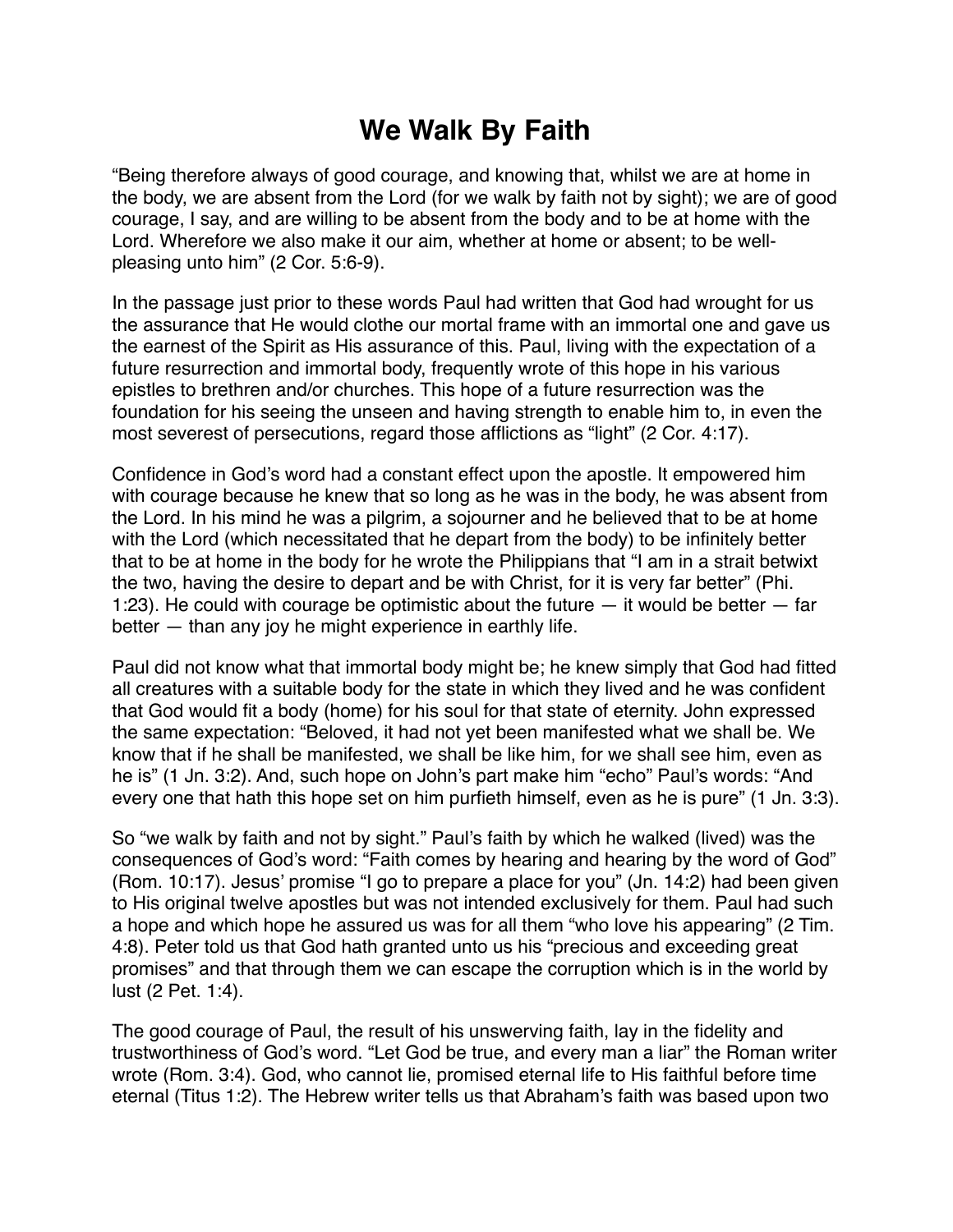# We Walk By Faith

"Being therefore always of good courage, and knowing that, whilst we are at home in the body, we are absent from the Lord (for we walk by faith not by sight); we are of good courage, I say, and are willing to be absent from the body and to be at home with the Lord. Wherefore we also make it our aim, whether at home or absent; to be well-pleasing unto him" (2 Cor. 5:6-9).

In the passage just prior to these words Paul had written that God had wrought for us the assurance that He would clothe our mortal frame with an immortal one and gave us the earnest of the Spirit as His assurance of this. Paul, living with the expectation of a future resurrection and immortal body, frequently wrote of this hope in his various epistles to brethren and/or churches. This hope of a future resurrection was the foundation for his seeing the unseen and having strength to enable him to, in even the most severest of persecutions, regard those afflictions as "light" (2 Cor. 4:17).

Confidence in God's word had a constant effect upon the apostle. It empowered him with courage because he knew that so long as he was in the body, he was absent from the Lord. In his mind he was a pilgrim, a sojourner and he believed that to be at home with the Lord (which necessitated that he depart from the body) to be infinitely better that to be at home in the body for he wrote the Philippians that "I am in a strait betwixt the two, having the desire to depart and be with Christ, for it is very far better" (Phi. 1:23). He could with courage be optimistic about the future — it would be better — far better — than any joy he might experience in earthly life.

Paul did not know what that immortal body might be; he knew simply that God had fitted all creatures with a suitable body for the state in which they lived and he was confident that God would fit a body (home) for his soul for that state of eternity. John expressed the same expectation: "Beloved, it had not yet been manifested what we shall be. We know that if he shall be manifested, we shall be like him, for we shall see him, even as he is" (1 Jn. 3:2). And, such hope on John's part make him "echo" Paul's words: "And every one that hath this hope set on him purfieth himself, even as he is pure" (1 Jn. 3:3).

So "we walk by faith and not by sight." Paul's faith by which he walked (lived) was the consequences of God's word: "Faith comes by hearing and hearing by the word of God" (Rom. 10:17). Jesus' promise "I go to prepare a place for you" (Jn. 14:2) had been given to His original twelve apostles but was not intended exclusively for them. Paul had such a hope and which hope he assured us was for all them "who love his appearing" (2 Tim. 4:8). Peter told us that God hath granted unto us his "precious and exceeding great promises" and that through them we can escape the corruption which is in the world by lust (2 Pet. 1:4).

The good courage of Paul, the result of his unswerving faith, lay in the fidelity and trustworthiness of God's word. "Let God be true, and every man a liar" the Roman writer wrote (Rom. 3:4). God, who cannot lie, promised eternal life to His faithful before time eternal (Titus 1:2). The Hebrew writer tells us that Abraham's faith was based upon two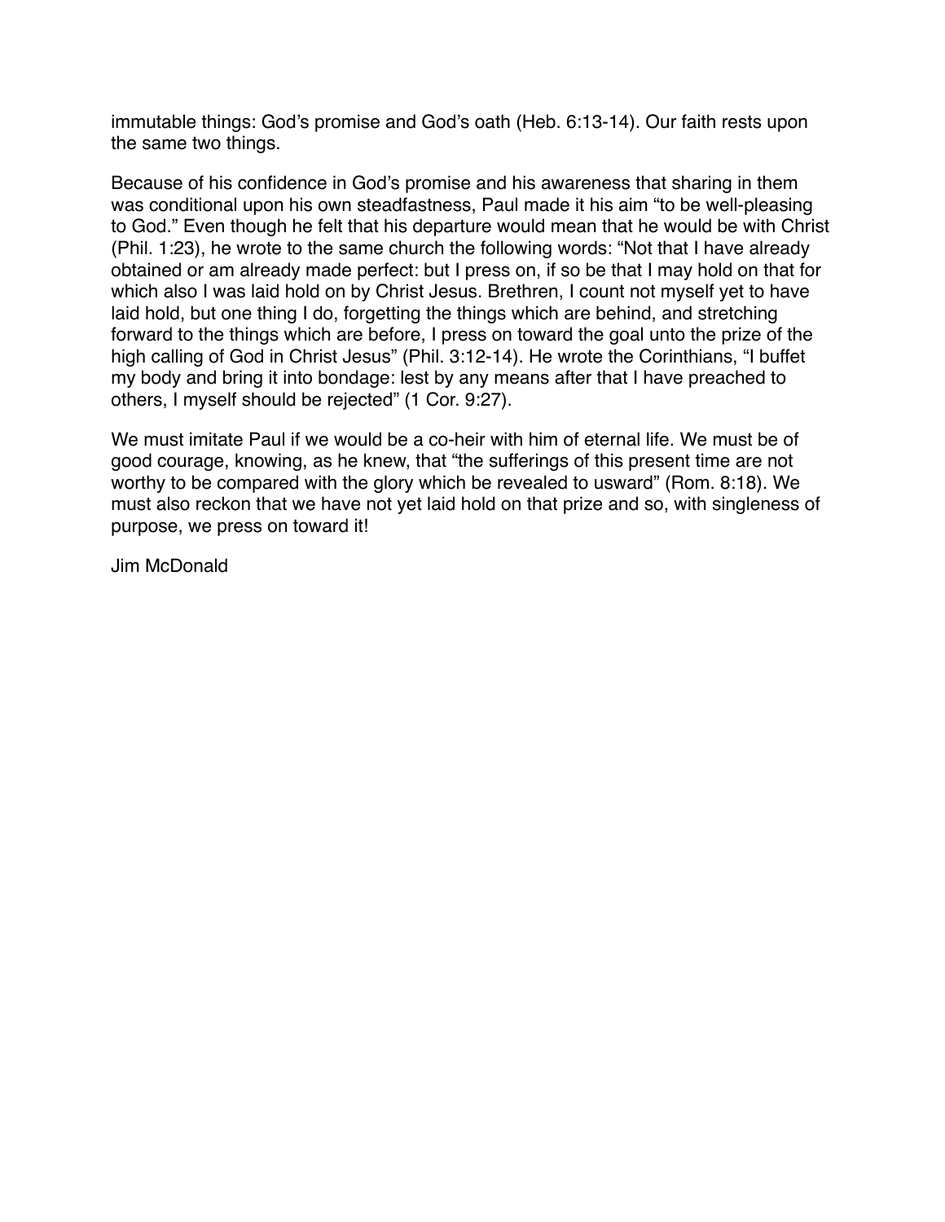immutable things: God's promise and God's oath (Heb. 6:13-14). Our faith rests upon the same two things.

Because of his confidence in God's promise and his awareness that sharing in them was conditional upon his own steadfastness, Paul made it his aim "to be well-pleasing to God." Even though he felt that his departure would mean that he would be with Christ (Phil. 1:23), he wrote to the same church the following words: "Not that I have already obtained or am already made perfect: but I press on, if so be that I may hold on that for which also I was laid hold on by Christ Jesus. Brethren, I count not myself yet to have laid hold, but one thing I do, forgetting the things which are behind, and stretching forward to the things which are before, I press on toward the goal unto the prize of the high calling of God in Christ Jesus" (Phil. 3:12-14). He wrote the Corinthians, "I buffet my body and bring it into bondage: lest by any means after that I have preached to others, I myself should be rejected" (1 Cor. 9:27).

We must imitate Paul if we would be a co-heir with him of eternal life. We must be of good courage, knowing, as he knew, that "the sufferings of this present time are not worthy to be compared with the glory which be revealed to usward" (Rom. 8:18). We must also reckon that we have not yet laid hold on that prize and so, with singleness of purpose, we press on toward it!

Jim McDonald